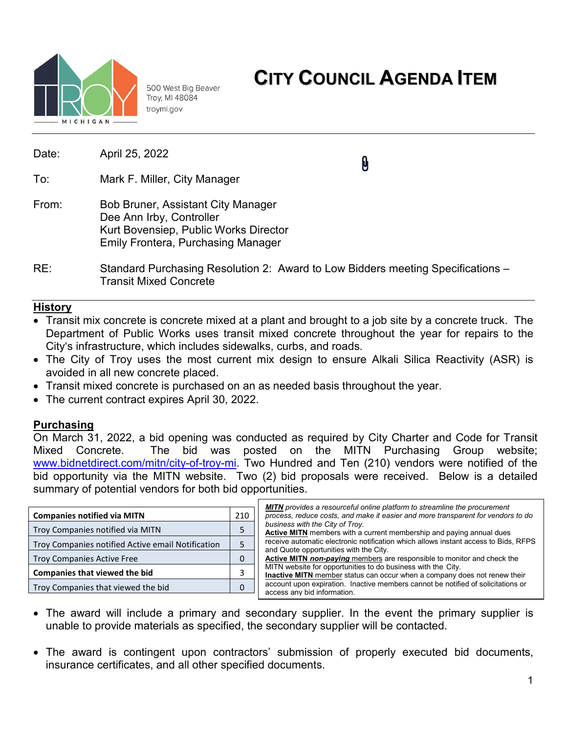500 West Big Beaver
Troy, MI 48084
troymi.gov

# CITY COUNCIL AGENDA ITEM

Date: April 25, 2022

To: Mark F. Miller, City Manager

From: Bob Bruner, Assistant City Manager
Dee Ann Irby, Controller
Kurt Bovensiep, Public Works Director
Emily Frontera, Purchasing Manager

RE: Standard Purchasing Resolution 2: Award to Low Bidders meeting Specifications – Transit Mixed Concrete

## History

- Transit mix concrete is concrete mixed at a plant and brought to a job site by a concrete truck. The Department of Public Works uses transit mixed concrete throughout the year for repairs to the City's infrastructure, which includes sidewalks, curbs, and roads.
- The City of Troy uses the most current mix design to ensure Alkali Silica Reactivity (ASR) is avoided in all new concrete placed.
- Transit mixed concrete is purchased on an as needed basis throughout the year.
- The current contract expires April 30, 2022.

## Purchasing

On March 31, 2022, a bid opening was conducted as required by City Charter and Code for Transit Mixed Concrete. The bid was posted on the MITN Purchasing Group website; www.bidnetdirect.com/mitn/city-of-troy-mi. Two Hundred and Ten (210) vendors were notified of the bid opportunity via the MITN website. Two (2) bid proposals were received. Below is a detailed summary of potential vendors for both bid opportunities.

| **Companies notified via MITN** | 210 |
|---|---|
| Troy Companies notified via MITN | 5 |
| Troy Companies notified Active email Notification | 5 |
| Troy Companies Active Free | 0 |
| **Companies that viewed the bid** | 3 |
| Troy Companies that viewed the bid | 0 |

***MITN*** *provides a resourceful online platform to streamline the procurement process, reduce costs, and make it easier and more transparent for vendors to do business with the City of Troy.*
**Active MITN** members with a current membership and paying annual dues receive automatic electronic notification which allows instant access to Bids, RFPS and Quote opportunities with the City.
**Active MITN *non-paying*** members are responsible to monitor and check the MITN website for opportunities to do business with the City.
**Inactive MITN** member status can occur when a company does not renew their account upon expiration. Inactive members cannot be notified of solicitations or access any bid information.

- The award will include a primary and secondary supplier. In the event the primary supplier is unable to provide materials as specified, the secondary supplier will be contacted.

- The award is contingent upon contractors' submission of properly executed bid documents, insurance certificates, and all other specified documents.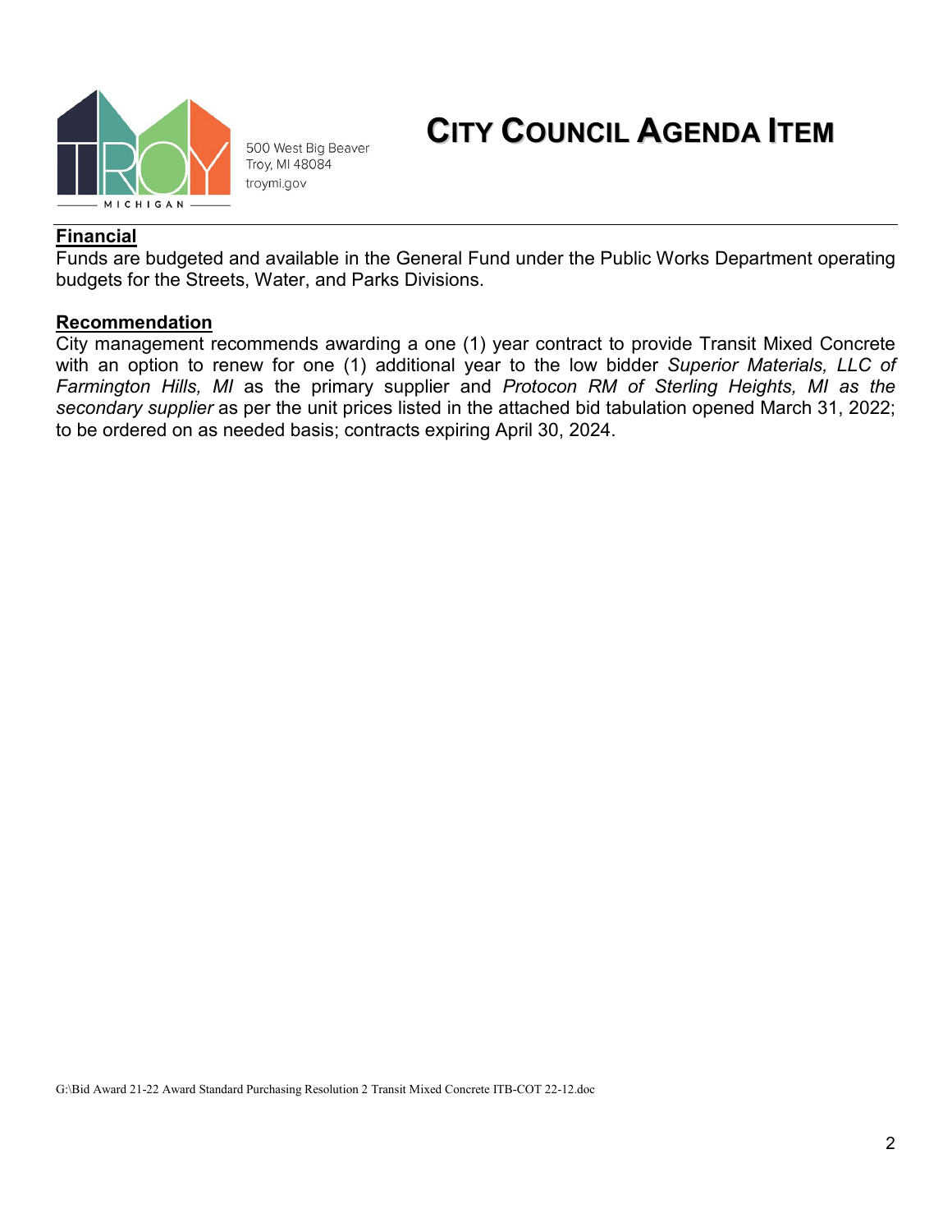# CITY COUNCIL AGENDA ITEM

500 West Big Beaver
Troy, MI 48084
troymi.gov

**Financial**

Funds are budgeted and available in the General Fund under the Public Works Department operating budgets for the Streets, Water, and Parks Divisions.

**Recommendation**

City management recommends awarding a one (1) year contract to provide Transit Mixed Concrete with an option to renew for one (1) additional year to the low bidder *Superior Materials, LLC of Farmington Hills, MI* as the primary supplier and *Protocon RM of Sterling Heights, MI as the secondary supplier* as per the unit prices listed in the attached bid tabulation opened March 31, 2022; to be ordered on as needed basis; contracts expiring April 30, 2024.

G:\Bid Award 21-22 Award Standard Purchasing Resolution 2 Transit Mixed Concrete ITB-COT 22-12.doc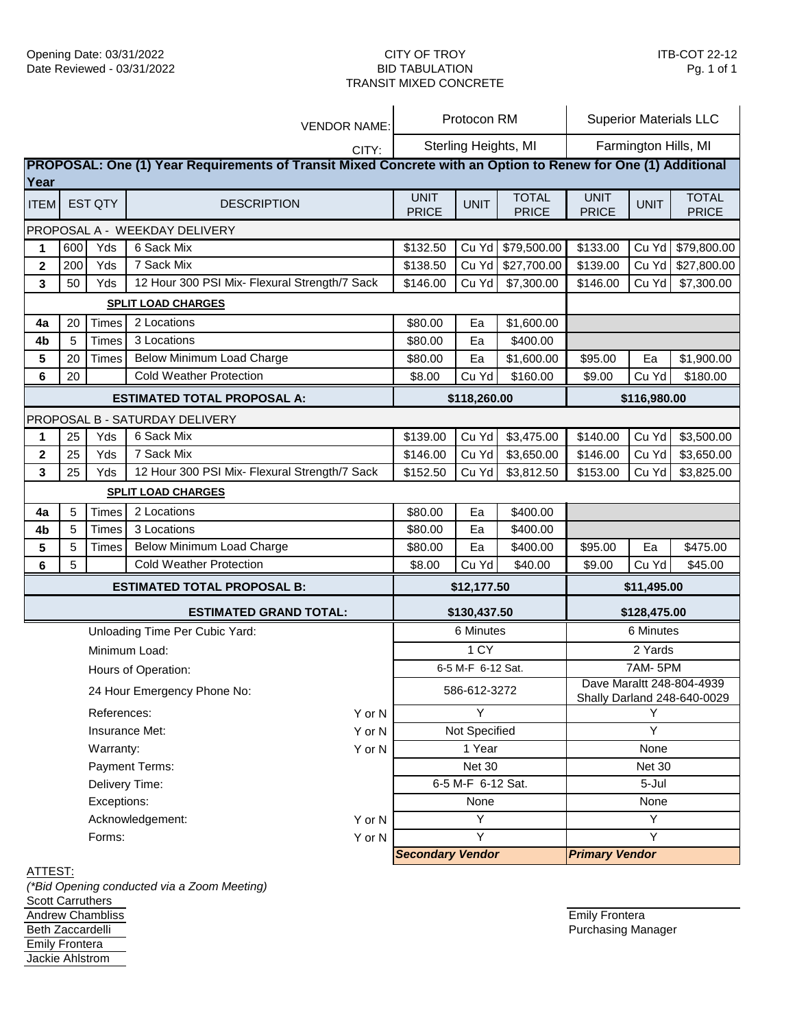Opening Date: 03/31/2022
Date Reviewed - 03/31/2022

CITY OF TROY
BID TABULATION
TRANSIT MIXED CONCRETE

ITB-COT 22-12

| | | | | | | | | | |
|---|---|---|---|---|---|---|---|---|---|
| | | | VENDOR NAME: | Protocon RM | | | Superior Materials LLC | | |
| | | | CITY: | Sterling Heights, MI | | | Farmington Hills, MI | | |
| **PROPOSAL: One (1) Year Requirements of Transit Mixed Concrete with an Option to Renew for One (1) Additional Year** | | | | | | | | | |
| ITEM | EST QTY | | DESCRIPTION | UNIT PRICE | UNIT | TOTAL PRICE | UNIT PRICE | UNIT | TOTAL PRICE |
| PROPOSAL A - WEEKDAY DELIVERY | | | | | | | | | |
| **1** | 600 | Yds | 6 Sack Mix | $132.50 | Cu Yd | $79,500.00 | $133.00 | Cu Yd | $79,800.00 |
| **2** | 200 | Yds | 7 Sack Mix | $138.50 | Cu Yd | $27,700.00 | $139.00 | Cu Yd | $27,800.00 |
| **3** | 50 | Yds | 12 Hour 300 PSI Mix- Flexural Strength/7 Sack | $146.00 | Cu Yd | $7,300.00 | $146.00 | Cu Yd | $7,300.00 |
| | | | **SPLIT LOAD CHARGES** | | | | | | |
| **4a** | 20 | Times | 2 Locations | $80.00 | Ea | $1,600.00 | | | |
| **4b** | 5 | Times | 3 Locations | $80.00 | Ea | $400.00 | | | |
| **5** | 20 | Times | Below Minimum Load Charge | $80.00 | Ea | $1,600.00 | $95.00 | Ea | $1,900.00 |
| **6** | 20 | | Cold Weather Protection | $8.00 | Cu Yd | $160.00 | $9.00 | Cu Yd | $180.00 |
| | | | **ESTIMATED TOTAL PROPOSAL A:** | **$118,260.00** | | | **$116,980.00** | | |
| PROPOSAL B - SATURDAY DELIVERY | | | | | | | | | |
| **1** | 25 | Yds | 6 Sack Mix | $139.00 | Cu Yd | $3,475.00 | $140.00 | Cu Yd | $3,500.00 |
| **2** | 25 | Yds | 7 Sack Mix | $146.00 | Cu Yd | $3,650.00 | $146.00 | Cu Yd | $3,650.00 |
| **3** | 25 | Yds | 12 Hour 300 PSI Mix- Flexural Strength/7 Sack | $152.50 | Cu Yd | $3,812.50 | $153.00 | Cu Yd | $3,825.00 |
| | | | **SPLIT LOAD CHARGES** | | | | | | |
| **4a** | 5 | Times | 2 Locations | $80.00 | Ea | $400.00 | | | |
| **4b** | 5 | Times | 3 Locations | $80.00 | Ea | $400.00 | | | |
| **5** | 5 | Times | Below Minimum Load Charge | $80.00 | Ea | $400.00 | $95.00 | Ea | $475.00 |
| **6** | 5 | | Cold Weather Protection | $8.00 | Cu Yd | $40.00 | $9.00 | Cu Yd | $45.00 |
| | | | **ESTIMATED TOTAL PROPOSAL B:** | **$12,177.50** | | | **$11,495.00** | | |
| | | | **ESTIMATED GRAND TOTAL:** | **$130,437.50** | | | **$128,475.00** | | |
| | | | Unloading Time Per Cubic Yard: | 6 Minutes | | | 6 Minutes | | |
| | | | Minimum Load: | 1 CY | | | 2 Yards | | |
| | | | Hours of Operation: | 6-5 M-F 6-12 Sat. | | | 7AM- 5PM | | |
| | | | 24 Hour Emergency Phone No: | 586-612-3272 | | | Dave Maraltt 248-804-4939 Shally Darland 248-640-0029 | | |
| | | | References: Y or N | Y | | | Y | | |
| | | | Insurance Met: Y or N | Not Specified | | | Y | | |
| | | | Warranty: Y or N | 1 Year | | | None | | |
| | | | Payment Terms: | Net 30 | | | Net 30 | | |
| | | | Delivery Time: | 6-5 M-F 6-12 Sat. | | | 5-Jul | | |
| | | | Exceptions: | None | | | None | | |
| | | | Acknowledgement: Y or N | Y | | | Y | | |
| | | | Forms: Y or N | Y | | | Y | | |
| | | | | ***Secondary Vendor*** | | | ***Primary Vendor*** | | |

ATTEST:
*(\*Bid Opening conducted via a Zoom Meeting)*
Scott Carruthers
Andrew Chambliss
Beth Zaccardelli
Emily Frontera
Jackie Ahlstrom

Emily Frontera
Purchasing Manager